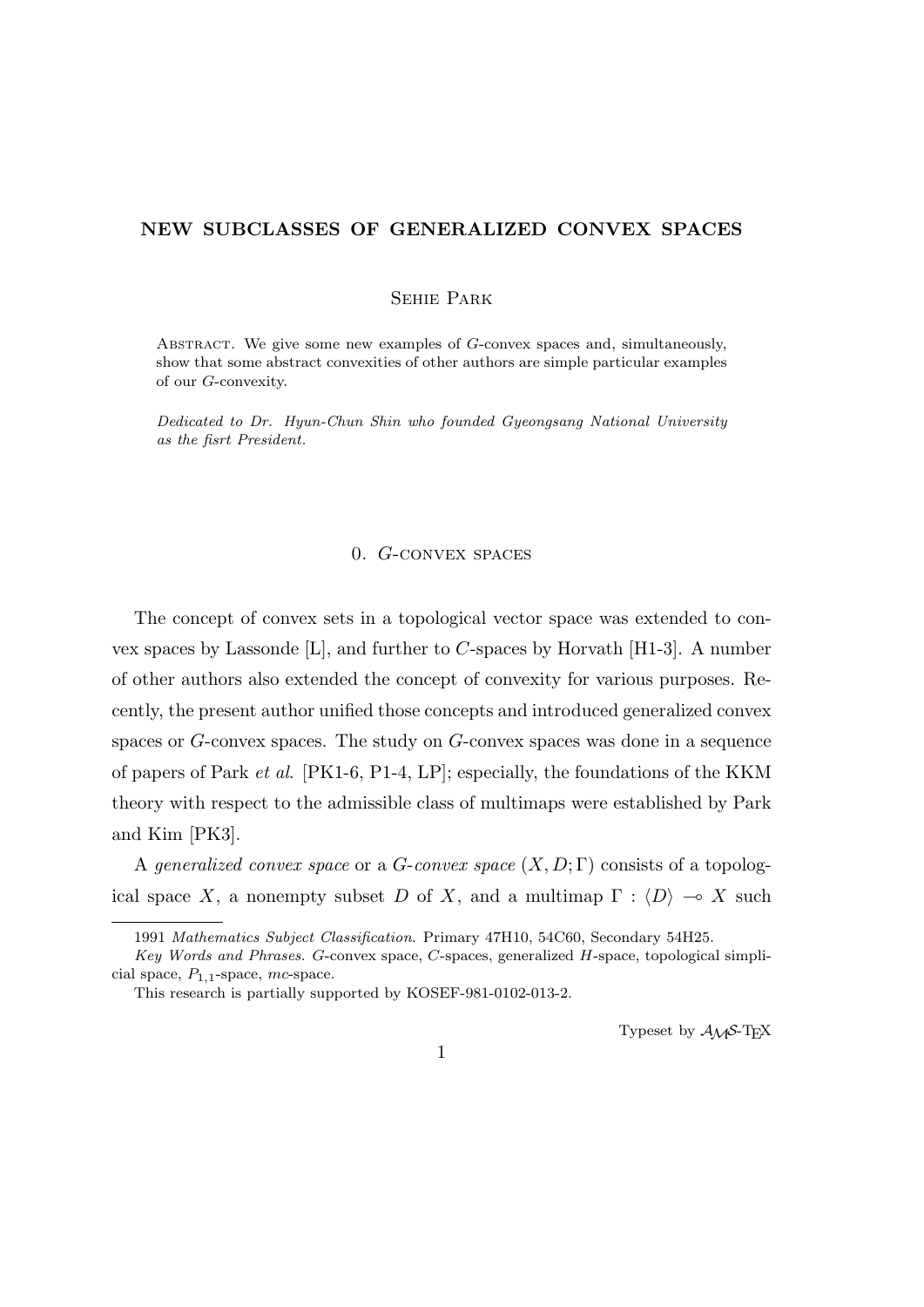# NEW SUBCLASSES OF GENERALIZED CONVEX SPACES

Sehie Park

Abstract. We give some new examples of $G$-convex spaces and, simultaneously, show that some abstract convexities of other authors are simple particular examples of our $G$-convexity.

*Dedicated to Dr. Hyun-Chun Shin who founded Gyeongsang National University as the fisrt President.*

## 0. $G$-convex spaces

The concept of convex sets in a topological vector space was extended to convex spaces by Lassonde [L], and further to $C$-spaces by Horvath [H1-3]. A number of other authors also extended the concept of convexity for various purposes. Recently, the present author unified those concepts and introduced generalized convex spaces or $G$-convex spaces. The study on $G$-convex spaces was done in a sequence of papers of Park *et al*. [PK1-6, P1-4, LP]; especially, the foundations of the KKM theory with respect to the admissible class of multimaps were established by Park and Kim [PK3].

A *generalized convex space* or a *$G$-convex space* $(X, D; \Gamma)$ consists of a topological space $X$, a nonempty subset $D$ of $X$, and a multimap $\Gamma : \langle D \rangle \multimap X$ such

---

1991 *Mathematics Subject Classification*. Primary 47H10, 54C60, Secondary 54H25.

*Key Words and Phrases*. $G$-convex space, $C$-spaces, generalized $H$-space, topological simplicial space, $P_{1,1}$-space, $mc$-space.

This research is partially supported by KOSEF-981-0102-013-2.

Typeset by $\mathcal{A}\mathcal{M}\mathcal{S}$-$\TeX$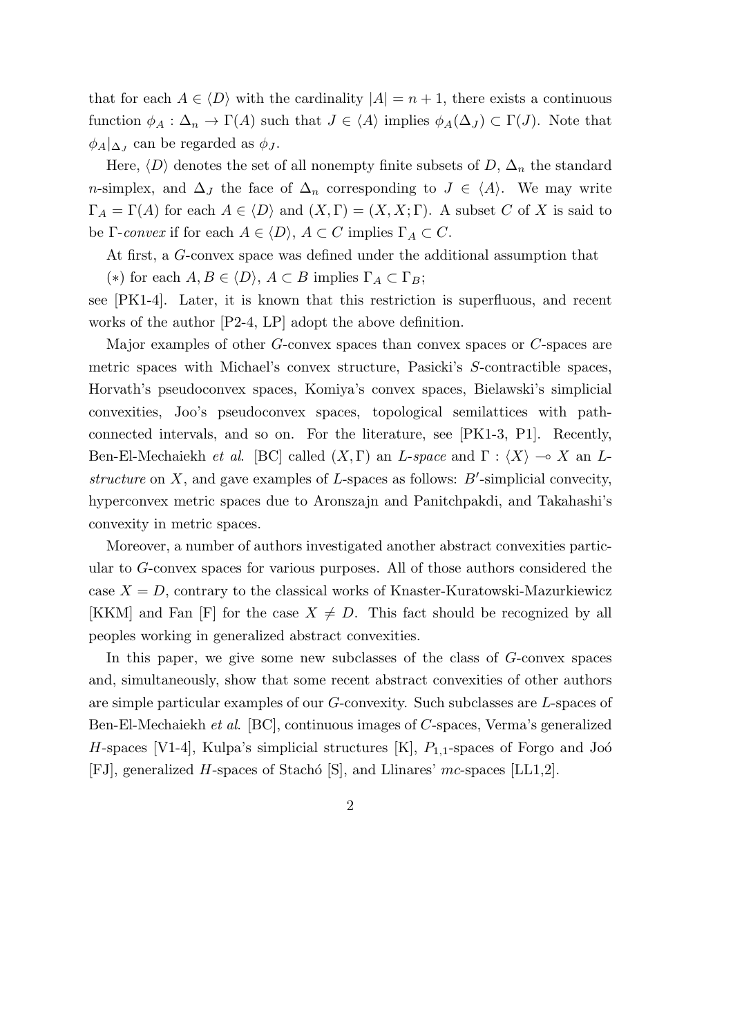that for each $A \in \langle D \rangle$ with the cardinality $|A| = n+1$, there exists a continuous function $\phi_A : \Delta_n \to \Gamma(A)$ such that $J \in \langle A \rangle$ implies $\phi_A(\Delta_J) \subset \Gamma(J)$. Note that $\phi_A|_{\Delta_J}$ can be regarded as $\phi_J$.

Here, $\langle D \rangle$ denotes the set of all nonempty finite subsets of $D$, $\Delta_n$ the standard $n$-simplex, and $\Delta_J$ the face of $\Delta_n$ corresponding to $J \in \langle A \rangle$. We may write $\Gamma_A = \Gamma(A)$ for each $A \in \langle D \rangle$ and $(X, \Gamma) = (X, X; \Gamma)$. A subset $C$ of $X$ is said to be $\Gamma$-*convex* if for each $A \in \langle D \rangle$, $A \subset C$ implies $\Gamma_A \subset C$.

At first, a $G$-convex space was defined under the additional assumption that

($*$) for each $A, B \in \langle D \rangle$, $A \subset B$ implies $\Gamma_A \subset \Gamma_B$;

see [PK1-4]. Later, it is known that this restriction is superfluous, and recent works of the author [P2-4, LP] adopt the above definition.

Major examples of other $G$-convex spaces than convex spaces or $C$-spaces are metric spaces with Michael's convex structure, Pasicki's $S$-contractible spaces, Horvath's pseudoconvex spaces, Komiya's convex spaces, Bielawski's simplicial convexities, Joo's pseudoconvex spaces, topological semilattices with path-connected intervals, and so on. For the literature, see [PK1-3, P1]. Recently, Ben-El-Mechaiekh *et al*. [BC] called $(X, \Gamma)$ an *L-space* and $\Gamma : \langle X \rangle \multimap X$ an *L-structure* on $X$, and gave examples of $L$-spaces as follows: $B'$-simplicial convecity, hyperconvex metric spaces due to Aronszajn and Panitchpakdi, and Takahashi's convexity in metric spaces.

Moreover, a number of authors investigated another abstract convexities particular to $G$-convex spaces for various purposes. All of those authors considered the case $X = D$, contrary to the classical works of Knaster-Kuratowski-Mazurkiewicz [KKM] and Fan [F] for the case $X \neq D$. This fact should be recognized by all peoples working in generalized abstract convexities.

In this paper, we give some new subclasses of the class of $G$-convex spaces and, simultaneously, show that some recent abstract convexities of other authors are simple particular examples of our $G$-convexity. Such subclasses are $L$-spaces of Ben-El-Mechaiekh *et al*. [BC], continuous images of $C$-spaces, Verma's generalized $H$-spaces [V1-4], Kulpa's simplicial structures [K], $P_{1,1}$-spaces of Forgo and Joó [FJ], generalized $H$-spaces of Stachó [S], and Llinares' $mc$-spaces [LL1,2].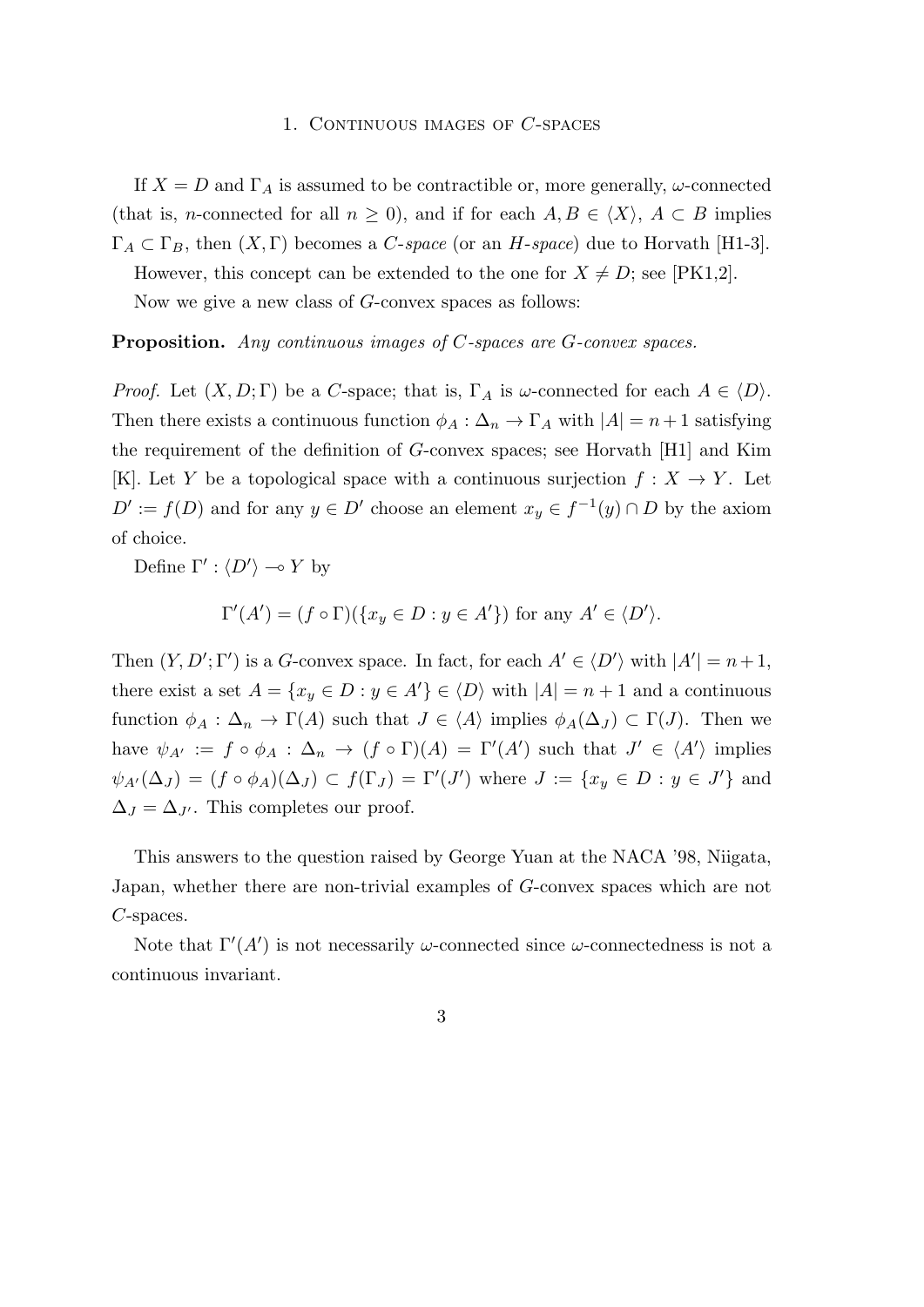## 1. Continuous images of $C$-spaces

If $X = D$ and $\Gamma_A$ is assumed to be contractible or, more generally, $\omega$-connected (that is, $n$-connected for all $n \geq 0$), and if for each $A, B \in \langle X \rangle$, $A \subset B$ implies $\Gamma_A \subset \Gamma_B$, then $(X, \Gamma)$ becomes a *C-space* (or an *H-space*) due to Horvath [H1-3].

However, this concept can be extended to the one for $X \neq D$; see [PK1,2].

Now we give a new class of $G$-convex spaces as follows:

**Proposition.** *Any continuous images of $C$-spaces are $G$-convex spaces.*

*Proof.* Let $(X, D; \Gamma)$ be a $C$-space; that is, $\Gamma_A$ is $\omega$-connected for each $A \in \langle D \rangle$. Then there exists a continuous function $\phi_A : \Delta_n \to \Gamma_A$ with $|A| = n+1$ satisfying the requirement of the definition of $G$-convex spaces; see Horvath [H1] and Kim [K]. Let $Y$ be a topological space with a continuous surjection $f : X \to Y$. Let $D' := f(D)$ and for any $y \in D'$ choose an element $x_y \in f^{-1}(y) \cap D$ by the axiom of choice.

Define $\Gamma' : \langle D' \rangle \multimap Y$ by

$$\Gamma'(A') = (f \circ \Gamma)(\{x_y \in D : y \in A'\}) \text{ for any } A' \in \langle D' \rangle.$$

Then $(Y, D'; \Gamma')$ is a $G$-convex space. In fact, for each $A' \in \langle D' \rangle$ with $|A'| = n+1$, there exist a set $A = \{x_y \in D : y \in A'\} \in \langle D \rangle$ with $|A| = n+1$ and a continuous function $\phi_A : \Delta_n \to \Gamma(A)$ such that $J \in \langle A \rangle$ implies $\phi_A(\Delta_J) \subset \Gamma(J)$. Then we have $\psi_{A'} := f \circ \phi_A : \Delta_n \to (f \circ \Gamma)(A) = \Gamma'(A')$ such that $J' \in \langle A' \rangle$ implies $\psi_{A'}(\Delta_J) = (f \circ \phi_A)(\Delta_J) \subset f(\Gamma_J) = \Gamma'(J')$ where $J := \{x_y \in D : y \in J'\}$ and $\Delta_J = \Delta_{J'}$. This completes our proof.

This answers to the question raised by George Yuan at the NACA '98, Niigata, Japan, whether there are non-trivial examples of $G$-convex spaces which are not $C$-spaces.

Note that $\Gamma'(A')$ is not necessarily $\omega$-connected since $\omega$-connectedness is not a continuous invariant.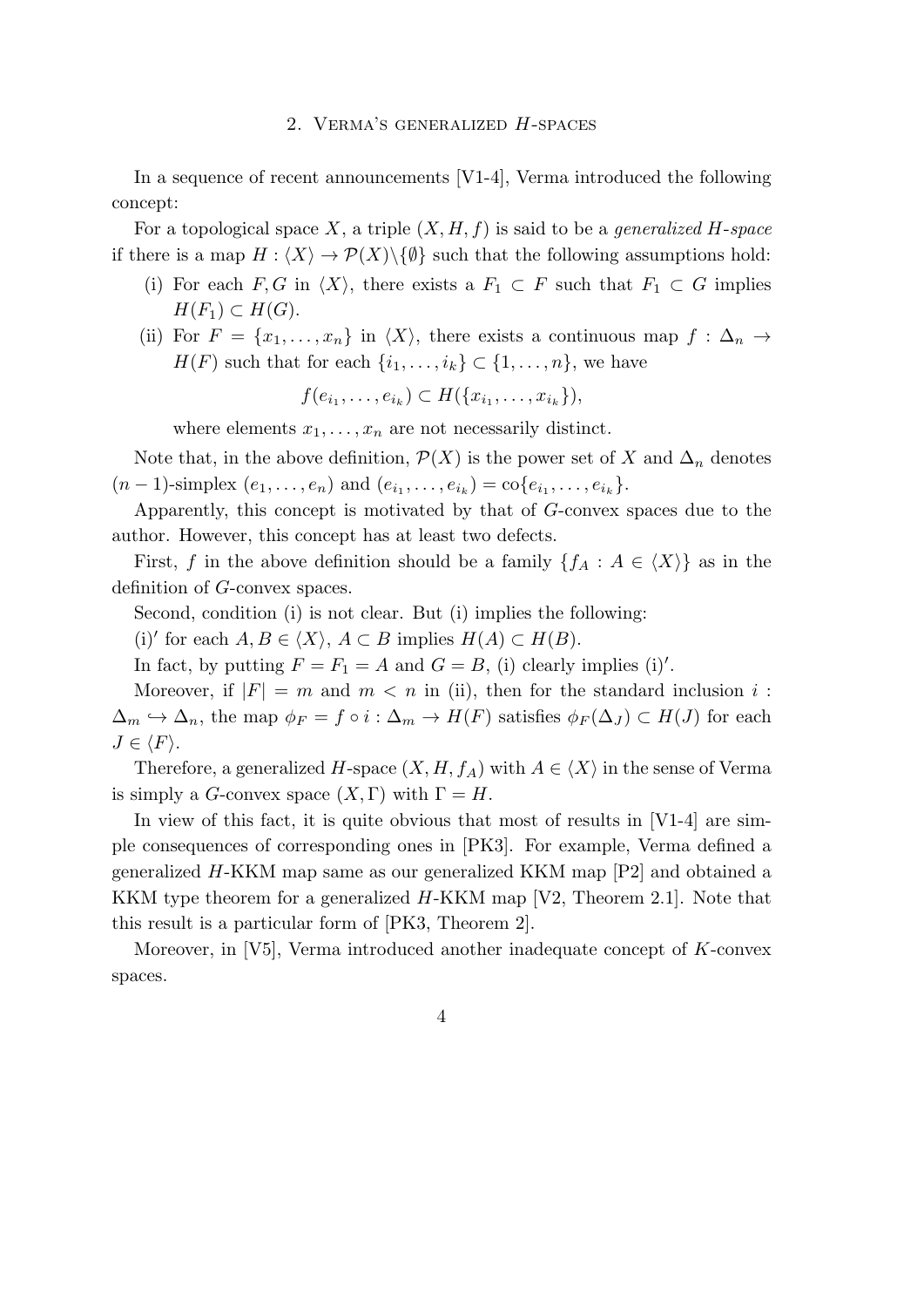## 2. Verma's generalized $H$-spaces

In a sequence of recent announcements [V1-4], Verma introduced the following concept:

For a topological space $X$, a triple $(X, H, f)$ is said to be a *generalized $H$-space* if there is a map $H : \langle X \rangle \to \mathcal{P}(X) \backslash \{\emptyset\}$ such that the following assumptions hold:

(i) For each $F, G$ in $\langle X \rangle$, there exists a $F_1 \subset F$ such that $F_1 \subset G$ implies $H(F_1) \subset H(G)$.

(ii) For $F = \{x_1, \ldots, x_n\}$ in $\langle X \rangle$, there exists a continuous map $f : \Delta_n \to H(F)$ such that for each $\{i_1, \ldots, i_k\} \subset \{1, \ldots, n\}$, we have

$$f(e_{i_1}, \ldots, e_{i_k}) \subset H(\{x_{i_1}, \ldots, x_{i_k}\}),$$

where elements $x_1, \ldots, x_n$ are not necessarily distinct.

Note that, in the above definition, $\mathcal{P}(X)$ is the power set of $X$ and $\Delta_n$ denotes $(n-1)$-simplex $(e_1, \ldots, e_n)$ and $(e_{i_1}, \ldots, e_{i_k}) = \mathrm{co}\{e_{i_1}, \ldots, e_{i_k}\}$.

Apparently, this concept is motivated by that of $G$-convex spaces due to the author. However, this concept has at least two defects.

First, $f$ in the above definition should be a family $\{f_A : A \in \langle X \rangle\}$ as in the definition of $G$-convex spaces.

Second, condition (i) is not clear. But (i) implies the following:

(i)$'$ for each $A, B \in \langle X \rangle$, $A \subset B$ implies $H(A) \subset H(B)$.

In fact, by putting $F = F_1 = A$ and $G = B$, (i) clearly implies (i)$'$.

Moreover, if $|F| = m$ and $m < n$ in (ii), then for the standard inclusion $i : \Delta_m \hookrightarrow \Delta_n$, the map $\phi_F = f \circ i : \Delta_m \to H(F)$ satisfies $\phi_F(\Delta_J) \subset H(J)$ for each $J \in \langle F \rangle$.

Therefore, a generalized $H$-space $(X, H, f_A)$ with $A \in \langle X \rangle$ in the sense of Verma is simply a $G$-convex space $(X, \Gamma)$ with $\Gamma = H$.

In view of this fact, it is quite obvious that most of results in [V1-4] are simple consequences of corresponding ones in [PK3]. For example, Verma defined a generalized $H$-KKM map same as our generalized KKM map [P2] and obtained a KKM type theorem for a generalized $H$-KKM map [V2, Theorem 2.1]. Note that this result is a particular form of [PK3, Theorem 2].

Moreover, in [V5], Verma introduced another inadequate concept of $K$-convex spaces.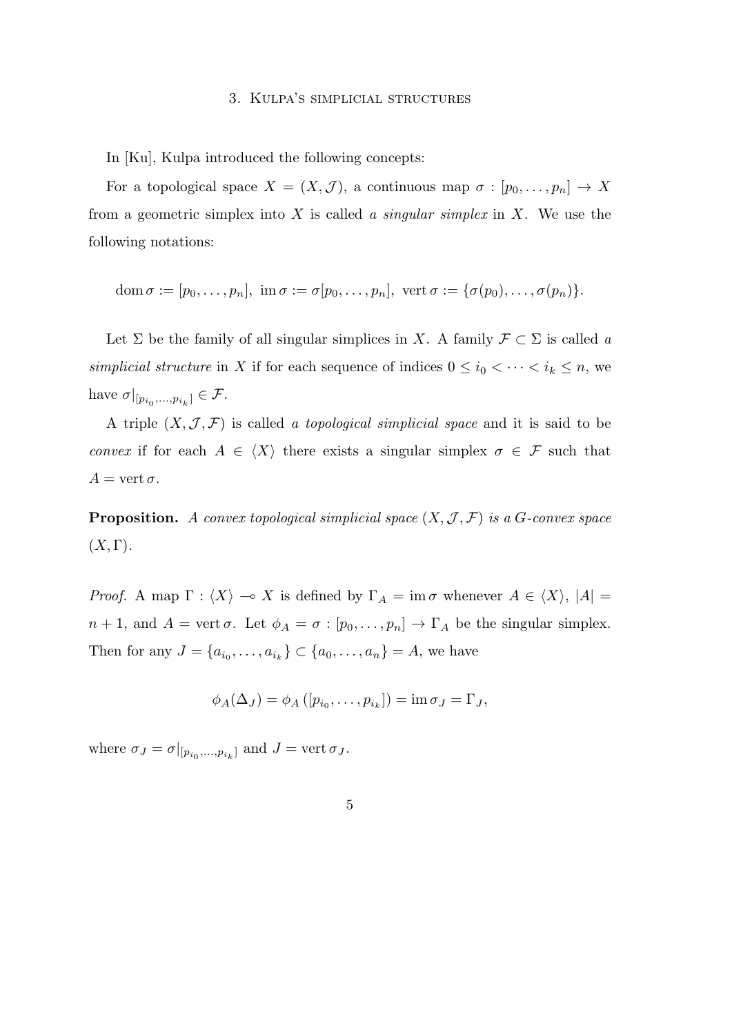## 3. Kulpa's simplicial structures

In [Ku], Kulpa introduced the following concepts:

For a topological space $X = (X, \mathcal{J})$, a continuous map $\sigma : [p_0, \ldots, p_n] \to X$ from a geometric simplex into $X$ is called *a singular simplex* in $X$. We use the following notations:

$$\operatorname{dom} \sigma := [p_0, \ldots, p_n], \ \operatorname{im} \sigma := \sigma[p_0, \ldots, p_n], \ \operatorname{vert} \sigma := \{\sigma(p_0), \ldots, \sigma(p_n)\}.$$

Let $\Sigma$ be the family of all singular simplices in $X$. A family $\mathcal{F} \subset \Sigma$ is called *a simplicial structure* in $X$ if for each sequence of indices $0 \leq i_0 < \cdots < i_k \leq n$, we have $\sigma|_{[p_{i_0}, \ldots, p_{i_k}]} \in \mathcal{F}$.

A triple $(X, \mathcal{J}, \mathcal{F})$ is called *a topological simplicial space* and it is said to be *convex* if for each $A \in \langle X \rangle$ there exists a singular simplex $\sigma \in \mathcal{F}$ such that $A = \operatorname{vert} \sigma$.

**Proposition.** *A convex topological simplicial space $(X, \mathcal{J}, \mathcal{F})$ is a G-convex space $(X, \Gamma)$.*

*Proof.* A map $\Gamma : \langle X \rangle \multimap X$ is defined by $\Gamma_A = \operatorname{im} \sigma$ whenever $A \in \langle X \rangle$, $|A| = n + 1$, and $A = \operatorname{vert} \sigma$. Let $\phi_A = \sigma : [p_0, \ldots, p_n] \to \Gamma_A$ be the singular simplex. Then for any $J = \{a_{i_0}, \ldots, a_{i_k}\} \subset \{a_0, \ldots, a_n\} = A$, we have

$$\phi_A(\Delta_J) = \phi_A\left([p_{i_0}, \ldots, p_{i_k}]\right) = \operatorname{im} \sigma_J = \Gamma_J,$$

where $\sigma_J = \sigma|_{[p_{i_0}, \ldots, p_{i_k}]}$ and $J = \operatorname{vert} \sigma_J$.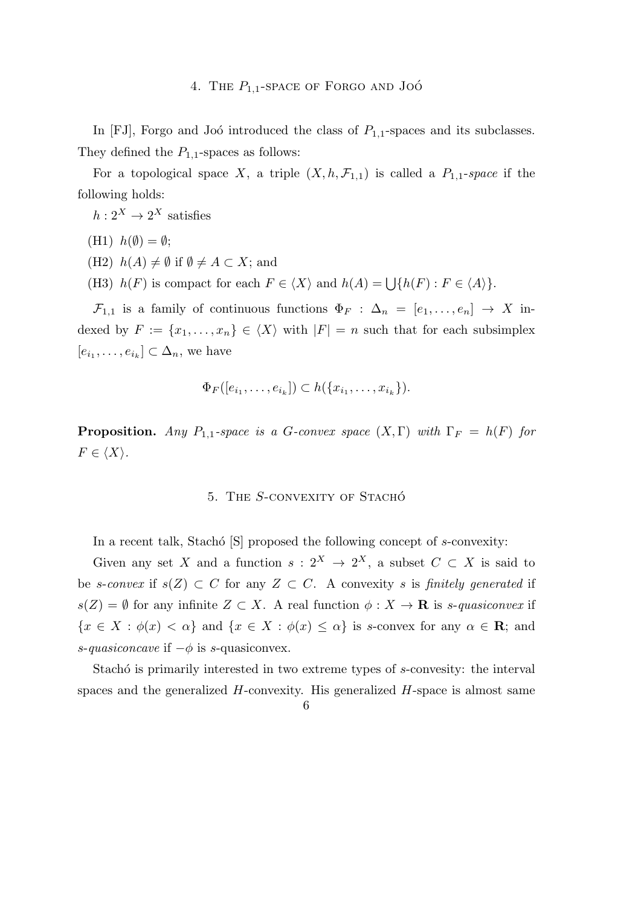## 4. The $P_{1,1}$-space of Forgo and Joó

In [FJ], Forgo and Joó introduced the class of $P_{1,1}$-spaces and its subclasses. They defined the $P_{1,1}$-spaces as follows:

For a topological space $X$, a triple $(X, h, \mathcal{F}_{1,1})$ is called a *$P_{1,1}$-space* if the following holds:

$h : 2^X \to 2^X$ satisfies

(H1) $h(\emptyset) = \emptyset$;

(H2) $h(A) \neq \emptyset$ if $\emptyset \neq A \subset X$; and

(H3) $h(F)$ is compact for each $F \in \langle X \rangle$ and $h(A) = \bigcup\{h(F) : F \in \langle A \rangle\}$.

$\mathcal{F}_{1,1}$ is a family of continuous functions $\Phi_F : \Delta_n = [e_1, \ldots, e_n] \to X$ indexed by $F := \{x_1, \ldots, x_n\} \in \langle X \rangle$ with $|F| = n$ such that for each subsimplex $[e_{i_1}, \ldots, e_{i_k}] \subset \Delta_n$, we have

$$\Phi_F([e_{i_1}, \ldots, e_{i_k}]) \subset h(\{x_{i_1}, \ldots, x_{i_k}\}).$$

**Proposition.** *Any $P_{1,1}$-space is a G-convex space $(X, \Gamma)$ with $\Gamma_F = h(F)$ for $F \in \langle X \rangle$.*

## 5. The $S$-convexity of Stachó

In a recent talk, Stachó [S] proposed the following concept of $s$-convexity:

Given any set $X$ and a function $s : 2^X \to 2^X$, a subset $C \subset X$ is said to be *$s$-convex* if $s(Z) \subset C$ for any $Z \subset C$. A convexity $s$ is *finitely generated* if $s(Z) = \emptyset$ for any infinite $Z \subset X$. A real function $\phi : X \to \mathbf{R}$ is *$s$-quasiconvex* if $\{x \in X : \phi(x) < \alpha\}$ and $\{x \in X : \phi(x) \leq \alpha\}$ is $s$-convex for any $\alpha \in \mathbf{R}$; and *$s$-quasiconcave* if $-\phi$ is $s$-quasiconvex.

Stachó is primarily interested in two extreme types of $s$-convesity: the interval spaces and the generalized $H$-convexity. His generalized $H$-space is almost same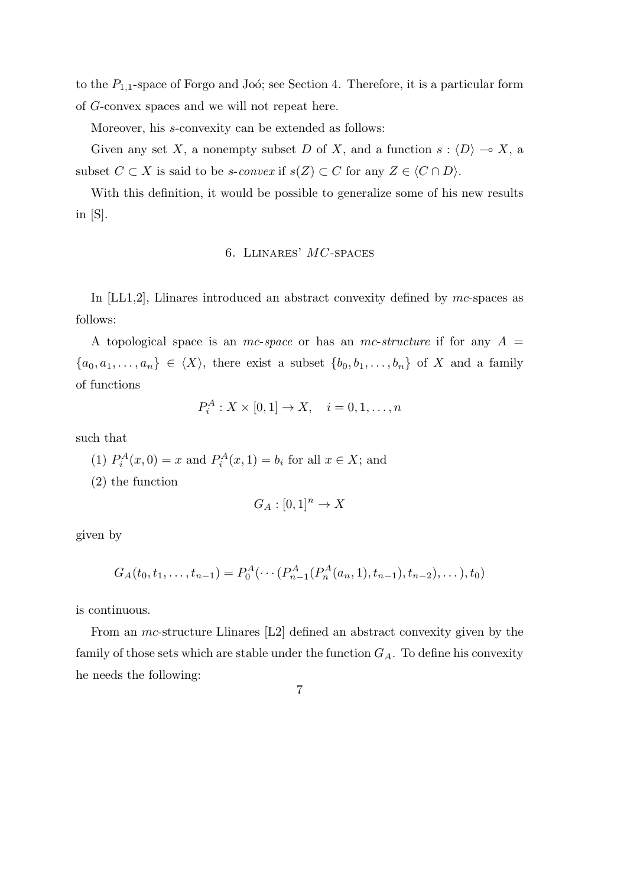to the $P_{1,1}$-space of Forgo and Joó; see Section 4. Therefore, it is a particular form of $G$-convex spaces and we will not repeat here.

Moreover, his $s$-convexity can be extended as follows:

Given any set $X$, a nonempty subset $D$ of $X$, and a function $s : \langle D \rangle \multimap X$, a subset $C \subset X$ is said to be *s-convex* if $s(Z) \subset C$ for any $Z \in \langle C \cap D \rangle$.

With this definition, it would be possible to generalize some of his new results in [S].

## 6. Llinares' $MC$-spaces

In [LL1,2], Llinares introduced an abstract convexity defined by *mc*-spaces as follows:

A topological space is an *mc-space* or has an *mc-structure* if for any $A = \{a_0, a_1, \dots, a_n\} \in \langle X \rangle$, there exist a subset $\{b_0, b_1, \dots, b_n\}$ of $X$ and a family of functions

$$P_i^A : X \times [0,1] \to X, \quad i = 0, 1, \dots, n$$

such that

(1) $P_i^A(x, 0) = x$ and $P_i^A(x, 1) = b_i$ for all $x \in X$; and

(2) the function

$$G_A : [0,1]^n \to X$$

given by

$$G_A(t_0, t_1, \dots, t_{n-1}) = P_0^A(\cdots(P_{n-1}^A(P_n^A(a_n, 1), t_{n-1}), t_{n-2}), \dots), t_0)$$

is continuous.

From an *mc*-structure Llinares [L2] defined an abstract convexity given by the family of those sets which are stable under the function $G_A$. To define his convexity he needs the following: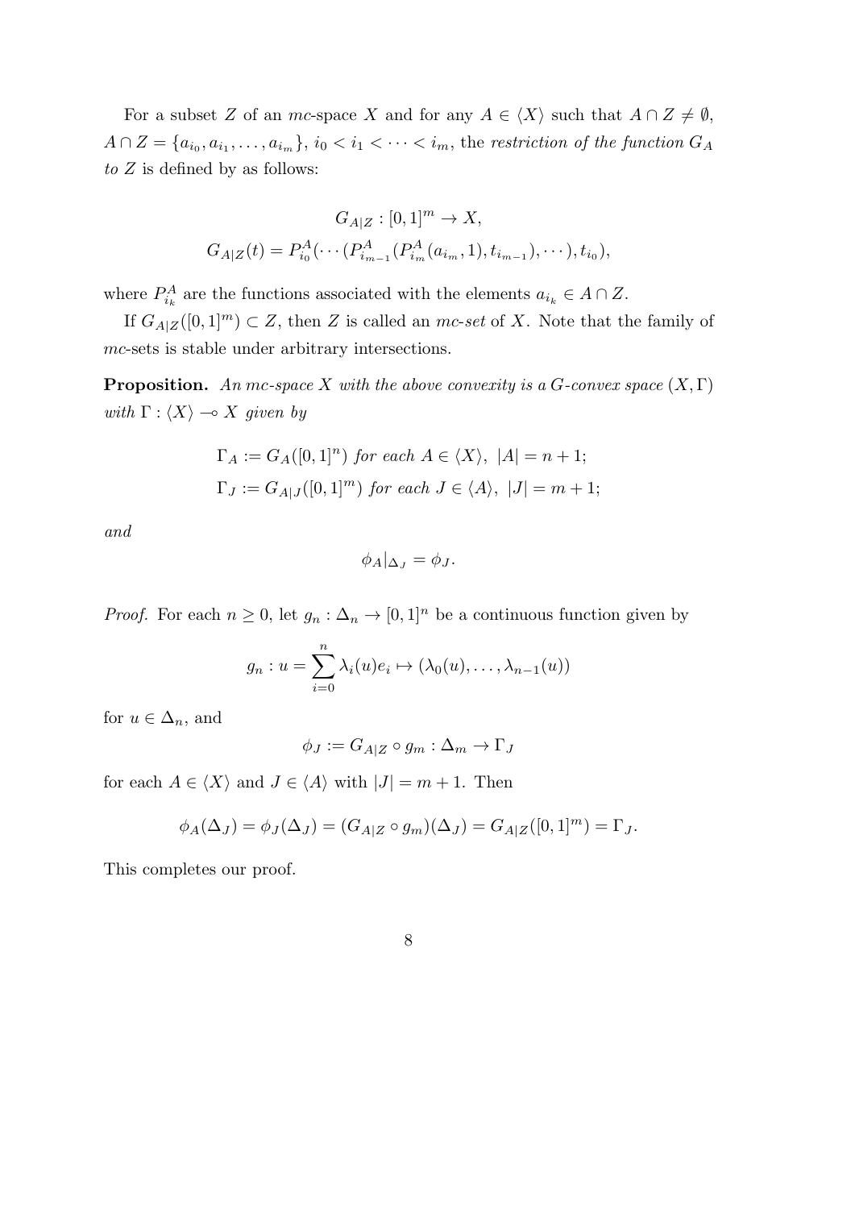For a subset $Z$ of an *mc*-space $X$ and for any $A \in \langle X \rangle$ such that $A \cap Z \neq \emptyset$, $A \cap Z = \{a_{i_0}, a_{i_1}, \ldots, a_{i_m}\}$, $i_0 < i_1 < \cdots < i_m$, the *restriction of the function* $G_A$ *to* $Z$ is defined by as follows:

$$G_{A|Z} : [0,1]^m \to X,$$
$$G_{A|Z}(t) = P^A_{i_0}(\cdots(P^A_{i_{m-1}}(P^A_{i_m}(a_{i_m}, 1), t_{i_{m-1}}), \cdots), t_{i_0}),$$

where $P^A_{i_k}$ are the functions associated with the elements $a_{i_k} \in A \cap Z$.

If $G_{A|Z}([0,1]^m) \subset Z$, then $Z$ is called an *mc-set* of $X$. Note that the family of *mc*-sets is stable under arbitrary intersections.

**Proposition.** *An mc-space $X$ with the above convexity is a G-convex space $(X, \Gamma)$ with $\Gamma : \langle X \rangle \multimap X$ given by*

$$\Gamma_A := G_A([0,1]^n) \text{ for each } A \in \langle X \rangle, \ |A| = n+1;$$
$$\Gamma_J := G_{A|J}([0,1]^m) \text{ for each } J \in \langle A \rangle, \ |J| = m+1;$$

*and*

$$\phi_A|_{\Delta_J} = \phi_J.$$

*Proof.* For each $n \geq 0$, let $g_n : \Delta_n \to [0,1]^n$ be a continuous function given by

$$g_n : u = \sum_{i=0}^{n} \lambda_i(u) e_i \mapsto (\lambda_0(u), \ldots, \lambda_{n-1}(u))$$

for $u \in \Delta_n$, and

$$\phi_J := G_{A|Z} \circ g_m : \Delta_m \to \Gamma_J$$

for each $A \in \langle X \rangle$ and $J \in \langle A \rangle$ with $|J| = m+1$. Then

$$\phi_A(\Delta_J) = \phi_J(\Delta_J) = (G_{A|Z} \circ g_m)(\Delta_J) = G_{A|Z}([0,1]^m) = \Gamma_J.$$

This completes our proof.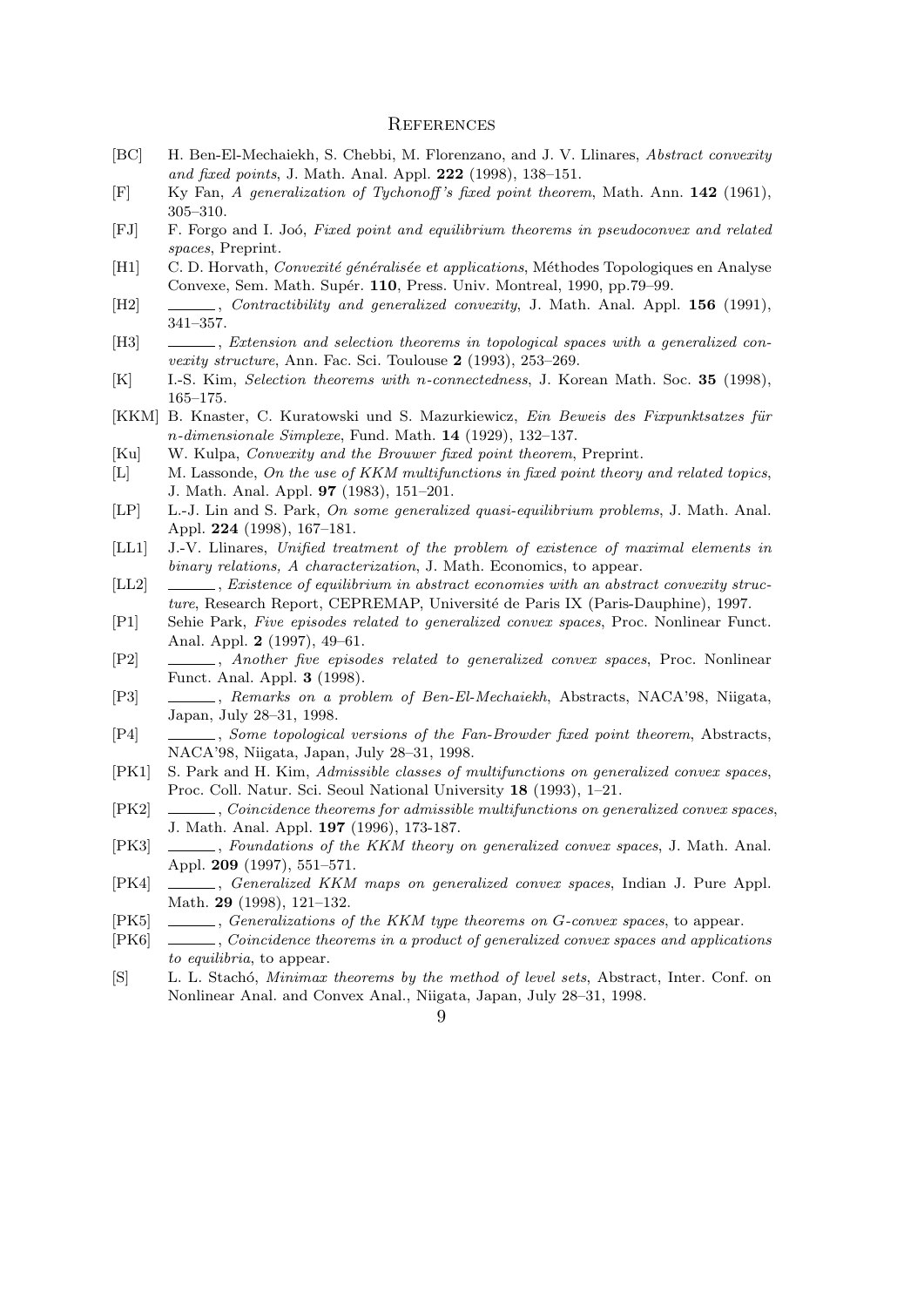## References

- [BC] H. Ben-El-Mechaiekh, S. Chebbi, M. Florenzano, and J. V. Llinares, *Abstract convexity and fixed points*, J. Math. Anal. Appl. **222** (1998), 138–151.
- [F] Ky Fan, *A generalization of Tychonoff's fixed point theorem*, Math. Ann. **142** (1961), 305–310.
- [FJ] F. Forgo and I. Joó, *Fixed point and equilibrium theorems in pseudoconvex and related spaces*, Preprint.
- [H1] C. D. Horvath, *Convexité généralisée et applications*, Méthodes Topologiques en Analyse Convexe, Sem. Math. Supér. **110**, Press. Univ. Montreal, 1990, pp.79–99.
- [H2] ______, *Contractibility and generalized convexity*, J. Math. Anal. Appl. **156** (1991), 341–357.
- [H3] ______, *Extension and selection theorems in topological spaces with a generalized convexity structure*, Ann. Fac. Sci. Toulouse **2** (1993), 253–269.
- [K] I.-S. Kim, *Selection theorems with n-connectedness*, J. Korean Math. Soc. **35** (1998), 165–175.
- [KKM] B. Knaster, C. Kuratowski und S. Mazurkiewicz, *Ein Beweis des Fixpunktsatzes für n-dimensionale Simplexe*, Fund. Math. **14** (1929), 132–137.
- [Ku] W. Kulpa, *Convexity and the Brouwer fixed point theorem*, Preprint.
- [L] M. Lassonde, *On the use of KKM multifunctions in fixed point theory and related topics*, J. Math. Anal. Appl. **97** (1983), 151–201.
- [LP] L.-J. Lin and S. Park, *On some generalized quasi-equilibrium problems*, J. Math. Anal. Appl. **224** (1998), 167–181.
- [LL1] J.-V. Llinares, *Unified treatment of the problem of existence of maximal elements in binary relations, A characterization*, J. Math. Economics, to appear.
- [LL2] ______, *Existence of equilibrium in abstract economies with an abstract convexity structure*, Research Report, CEPREMAP, Université de Paris IX (Paris-Dauphine), 1997.
- [P1] Sehie Park, *Five episodes related to generalized convex spaces*, Proc. Nonlinear Funct. Anal. Appl. **2** (1997), 49–61.
- [P2] ______, *Another five episodes related to generalized convex spaces*, Proc. Nonlinear Funct. Anal. Appl. **3** (1998).
- [P3] ______, *Remarks on a problem of Ben-El-Mechaiekh*, Abstracts, NACA'98, Niigata, Japan, July 28–31, 1998.
- [P4] ______, *Some topological versions of the Fan-Browder fixed point theorem*, Abstracts, NACA'98, Niigata, Japan, July 28–31, 1998.
- [PK1] S. Park and H. Kim, *Admissible classes of multifunctions on generalized convex spaces*, Proc. Coll. Natur. Sci. Seoul National University **18** (1993), 1–21.
- [PK2] ______, *Coincidence theorems for admissible multifunctions on generalized convex spaces*, J. Math. Anal. Appl. **197** (1996), 173-187.
- [PK3] ______, *Foundations of the KKM theory on generalized convex spaces*, J. Math. Anal. Appl. **209** (1997), 551–571.
- [PK4] ______, *Generalized KKM maps on generalized convex spaces*, Indian J. Pure Appl. Math. **29** (1998), 121–132.
- [PK5] ______, *Generalizations of the KKM type theorems on G-convex spaces*, to appear.
- [PK6] ______, *Coincidence theorems in a product of generalized convex spaces and applications to equilibria*, to appear.
- [S] L. L. Stachó, *Minimax theorems by the method of level sets*, Abstract, Inter. Conf. on Nonlinear Anal. and Convex Anal., Niigata, Japan, July 28–31, 1998.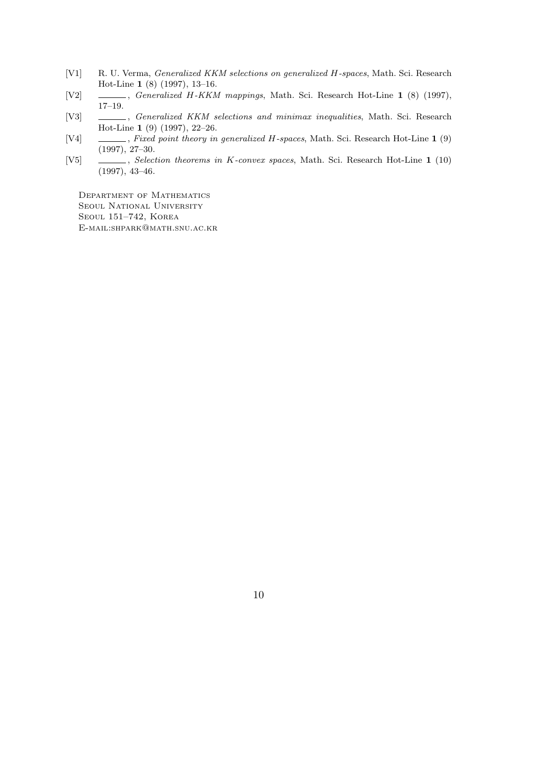[V1] R. U. Verma, *Generalized KKM selections on generalized H-spaces*, Math. Sci. Research Hot-Line **1** (8) (1997), 13–16.

[V2] ______, *Generalized H-KKM mappings*, Math. Sci. Research Hot-Line **1** (8) (1997), 17–19.

[V3] ______, *Generalized KKM selections and minimax inequalities*, Math. Sci. Research Hot-Line **1** (9) (1997), 22–26.

[V4] ______, *Fixed point theory in generalized H-spaces*, Math. Sci. Research Hot-Line **1** (9) (1997), 27–30.

[V5] ______, *Selection theorems in K-convex spaces*, Math. Sci. Research Hot-Line **1** (10) (1997), 43–46.

Department of Mathematics
Seoul National University
Seoul 151–742, Korea
E-mail:shpark@math.snu.ac.kr